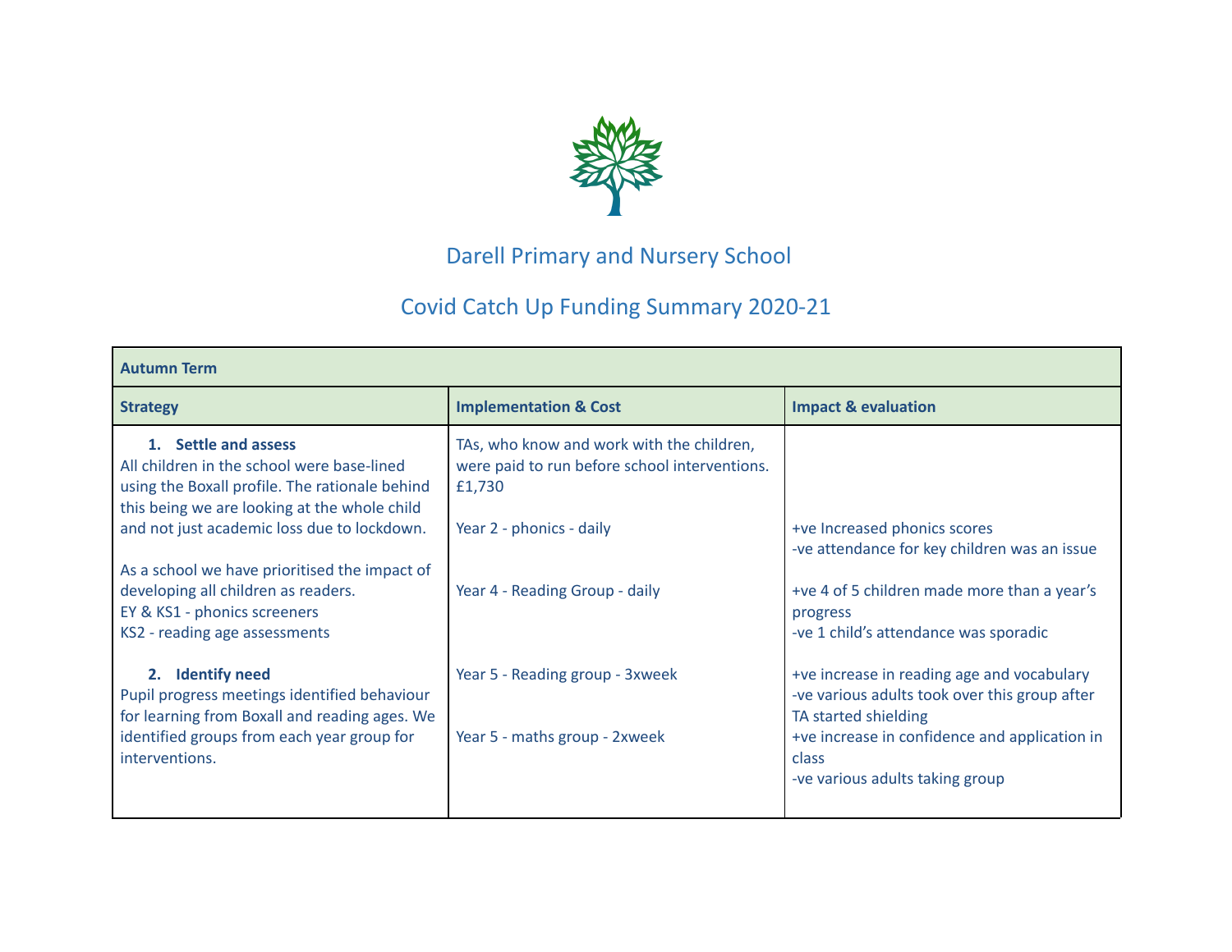# Darell Primary and Nursery School

## Covid Catch Up Funding Summary 2020-21

| Autumn Term | | |
|---|---|---|
| **Strategy** | **Implementation & Cost** | **Impact & evaluation** |
| **1. Settle and assess**<br>All children in the school were base-lined using the Boxall profile. The rationale behind this being we are looking at the whole child and not just academic loss due to lockdown.<br><br>As a school we have prioritised the impact of developing all children as readers.<br>EY & KS1 - phonics screeners<br>KS2 - reading age assessments<br><br>**2. Identify need**<br>Pupil progress meetings identified behaviour for learning from Boxall and reading ages. We identified groups from each year group for interventions. | TAs, who know and work with the children, were paid to run before school interventions. £1,730<br><br>Year 2 - phonics - daily<br><br>Year 4 - Reading Group - daily<br><br>Year 5 - Reading group - 3xweek<br><br>Year 5 - maths group - 2xweek | <br><br>+ve Increased phonics scores<br>-ve attendance for key children was an issue<br><br>+ve 4 of 5 children made more than a year's progress<br>-ve 1 child's attendance was sporadic<br><br>+ve increase in reading age and vocabulary<br>-ve various adults took over this group after TA started shielding<br>+ve increase in confidence and application in class<br>-ve various adults taking group |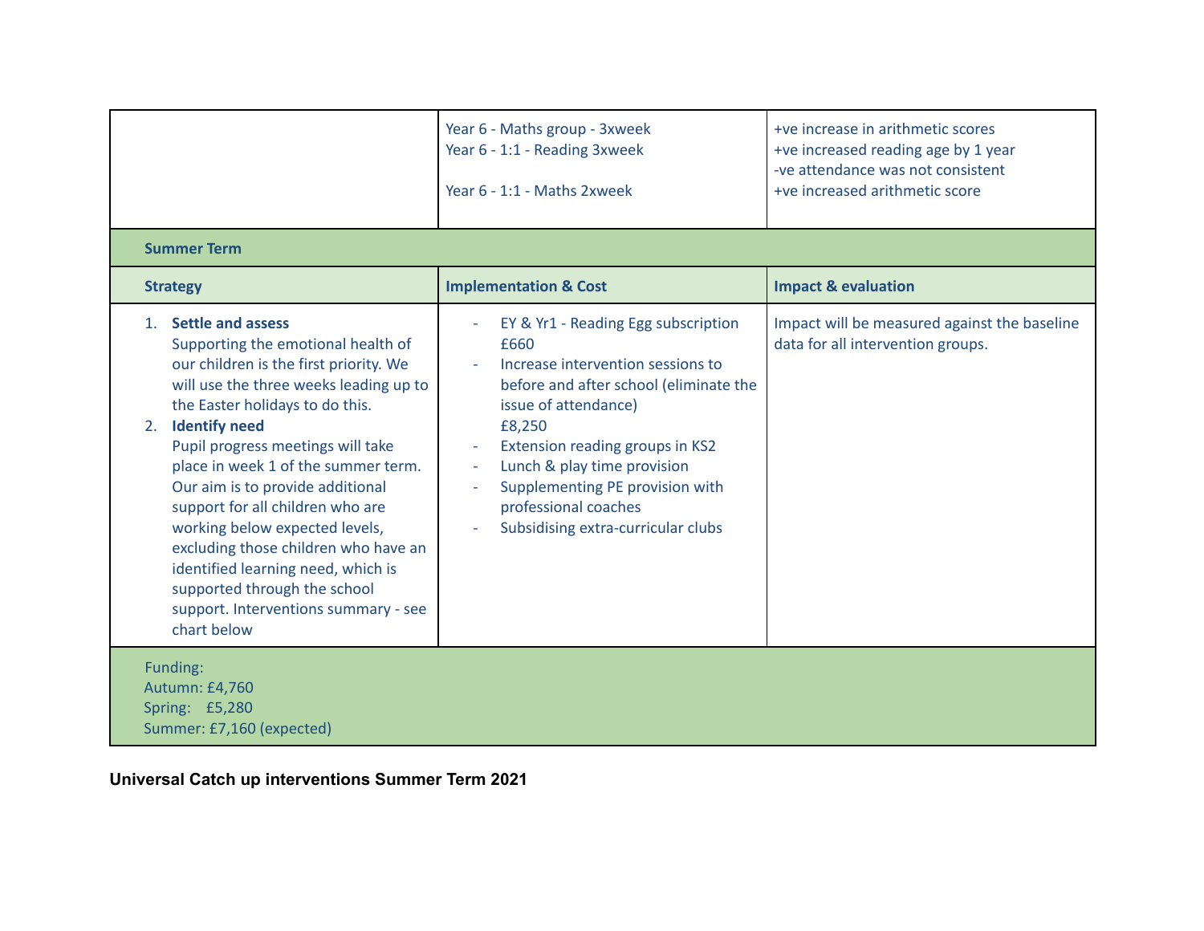| | | |
|---|---|---|
| | Year 6 - Maths group - 3xweek<br>Year 6 - 1:1 - Reading 3xweek<br><br>Year 6 - 1:1 - Maths 2xweek | +ve increase in arithmetic scores<br>+ve increased reading age by 1 year<br>-ve attendance was not consistent<br>+ve increased arithmetic score |
| **Summer Term** | | |
| **Strategy** | **Implementation & Cost** | **Impact & evaluation** |
| 1. **Settle and assess**<br>Supporting the emotional health of our children is the first priority. We will use the three weeks leading up to the Easter holidays to do this.<br>2. **Identify need**<br>Pupil progress meetings will take place in week 1 of the summer term. Our aim is to provide additional support for all children who are working below expected levels, excluding those children who have an identified learning need, which is supported through the school support. Interventions summary - see chart below | - EY & Yr1 - Reading Egg subscription £660<br>- Increase intervention sessions to before and after school (eliminate the issue of attendance) £8,250<br>- Extension reading groups in KS2<br>- Lunch & play time provision<br>- Supplementing PE provision with professional coaches<br>- Subsidising extra-curricular clubs | Impact will be measured against the baseline data for all intervention groups. |
| Funding:<br>Autumn: £4,760<br>Spring: £5,280<br>Summer: £7,160 (expected) | | |

**Universal Catch up interventions Summer Term 2021**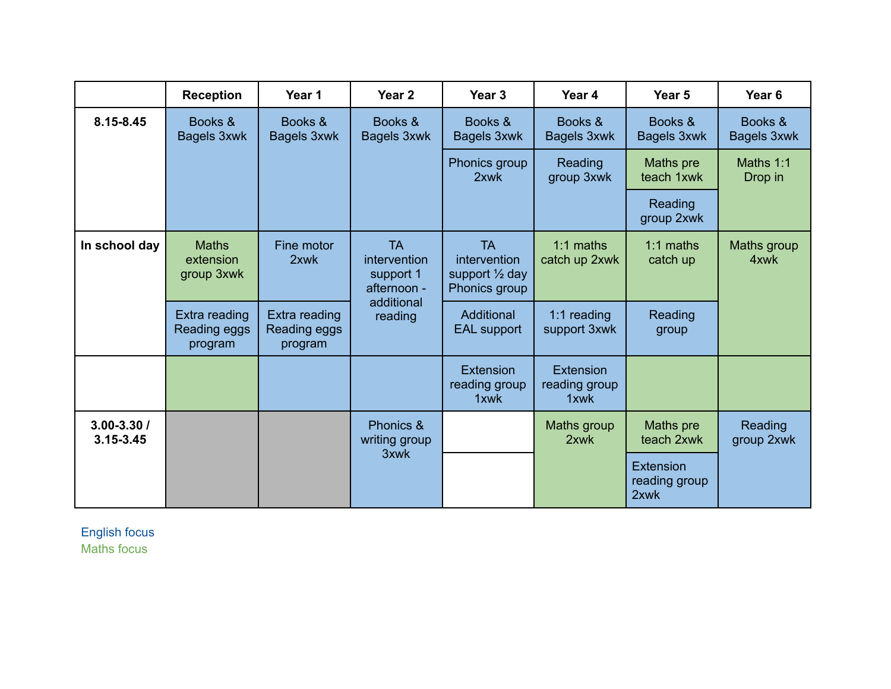| | Reception | Year 1 | Year 2 | Year 3 | Year 4 | Year 5 | Year 6 |
|---|---|---|---|---|---|---|---|
| **8.15-8.45** | Books & Bagels 3xwk | Books & Bagels 3xwk | Books & Bagels 3xwk | Books & Bagels 3xwk | Books & Bagels 3xwk | Books & Bagels 3xwk | Books & Bagels 3xwk |
| | | | | Phonics group 2xwk | Reading group 3xwk | Maths pre teach 1xwk | Maths 1:1 Drop in |
| | | | | | | Reading group 2xwk | |
| **In school day** | Maths extension group 3xwk | Fine motor 2xwk | TA intervention support 1 afternoon - additional reading | TA intervention support ½ day Phonics group | 1:1 maths catch up 2xwk | 1:1 maths catch up | Maths group 4xwk |
| | Extra reading Reading eggs program | Extra reading Reading eggs program | | Additional EAL support | 1:1 reading support 3xwk | Reading group | |
| | | | | Extension reading group 1xwk | Extension reading group 1xwk | | |
| **3.00-3.30 / 3.15-3.45** | | | Phonics & writing group 3xwk | | Maths group 2xwk | Maths pre teach 2xwk | Reading group 2xwk |
| | | | | | | Extension reading group 2xwk | |

English focus

Maths focus